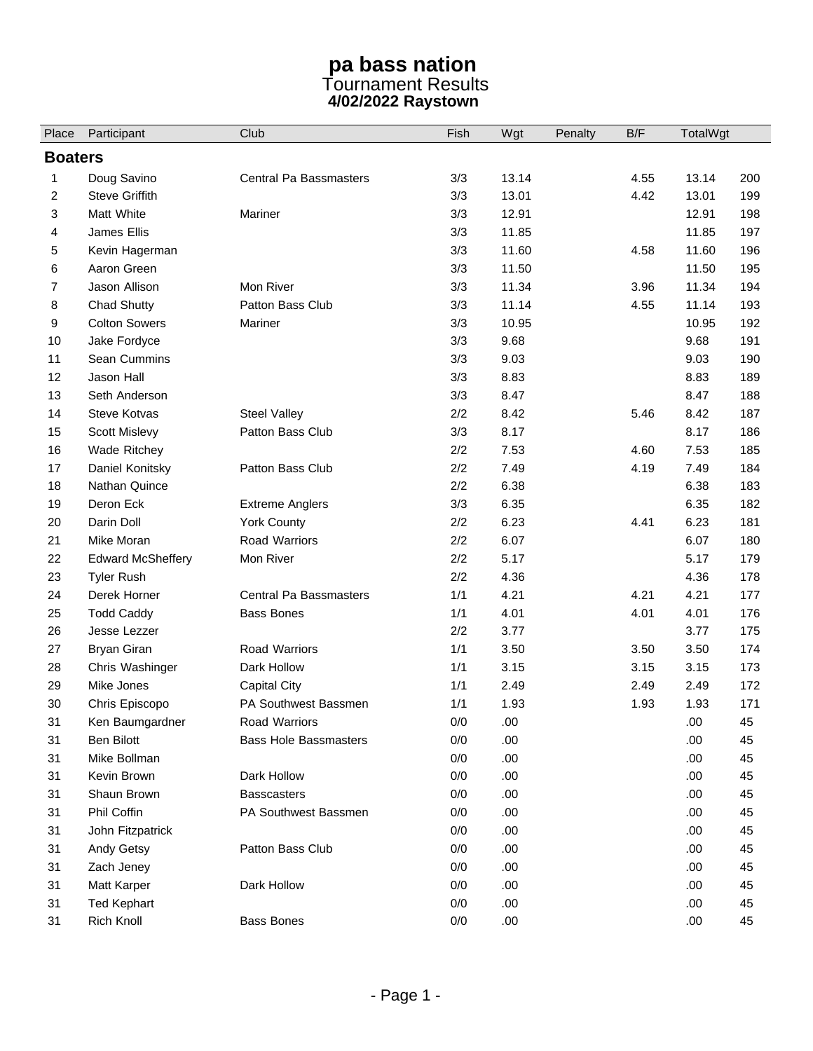# pa bass nation
## Tournament Results
### 4/02/2022 Raystown

| Place | Participant | Club | Fish | Wgt | Penalty | B/F | TotalWgt | |
|---|---|---|---|---|---|---|---|---|
| **Boaters** | | | | | | | | |
| 1 | Doug Savino | Central Pa Bassmasters | 3/3 | 13.14 | | 4.55 | 13.14 | 200 |
| 2 | Steve Griffith | | 3/3 | 13.01 | | 4.42 | 13.01 | 199 |
| 3 | Matt White | Mariner | 3/3 | 12.91 | | | 12.91 | 198 |
| 4 | James Ellis | | 3/3 | 11.85 | | | 11.85 | 197 |
| 5 | Kevin Hagerman | | 3/3 | 11.60 | | 4.58 | 11.60 | 196 |
| 6 | Aaron Green | | 3/3 | 11.50 | | | 11.50 | 195 |
| 7 | Jason Allison | Mon River | 3/3 | 11.34 | | 3.96 | 11.34 | 194 |
| 8 | Chad Shutty | Patton Bass Club | 3/3 | 11.14 | | 4.55 | 11.14 | 193 |
| 9 | Colton Sowers | Mariner | 3/3 | 10.95 | | | 10.95 | 192 |
| 10 | Jake Fordyce | | 3/3 | 9.68 | | | 9.68 | 191 |
| 11 | Sean Cummins | | 3/3 | 9.03 | | | 9.03 | 190 |
| 12 | Jason Hall | | 3/3 | 8.83 | | | 8.83 | 189 |
| 13 | Seth Anderson | | 3/3 | 8.47 | | | 8.47 | 188 |
| 14 | Steve Kotvas | Steel Valley | 2/2 | 8.42 | | 5.46 | 8.42 | 187 |
| 15 | Scott Mislevy | Patton Bass Club | 3/3 | 8.17 | | | 8.17 | 186 |
| 16 | Wade Ritchey | | 2/2 | 7.53 | | 4.60 | 7.53 | 185 |
| 17 | Daniel Konitsky | Patton Bass Club | 2/2 | 7.49 | | 4.19 | 7.49 | 184 |
| 18 | Nathan Quince | | 2/2 | 6.38 | | | 6.38 | 183 |
| 19 | Deron Eck | Extreme Anglers | 3/3 | 6.35 | | | 6.35 | 182 |
| 20 | Darin Doll | York County | 2/2 | 6.23 | | 4.41 | 6.23 | 181 |
| 21 | Mike Moran | Road Warriors | 2/2 | 6.07 | | | 6.07 | 180 |
| 22 | Edward McSheffery | Mon River | 2/2 | 5.17 | | | 5.17 | 179 |
| 23 | Tyler Rush | | 2/2 | 4.36 | | | 4.36 | 178 |
| 24 | Derek Horner | Central Pa Bassmasters | 1/1 | 4.21 | | 4.21 | 4.21 | 177 |
| 25 | Todd Caddy | Bass Bones | 1/1 | 4.01 | | 4.01 | 4.01 | 176 |
| 26 | Jesse Lezzer | | 2/2 | 3.77 | | | 3.77 | 175 |
| 27 | Bryan Giran | Road Warriors | 1/1 | 3.50 | | 3.50 | 3.50 | 174 |
| 28 | Chris Washinger | Dark Hollow | 1/1 | 3.15 | | 3.15 | 3.15 | 173 |
| 29 | Mike Jones | Capital City | 1/1 | 2.49 | | 2.49 | 2.49 | 172 |
| 30 | Chris Episcopo | PA Southwest Bassmen | 1/1 | 1.93 | | 1.93 | 1.93 | 171 |
| 31 | Ken Baumgardner | Road Warriors | 0/0 | .00 | | | .00 | 45 |
| 31 | Ben Bilott | Bass Hole Bassmasters | 0/0 | .00 | | | .00 | 45 |
| 31 | Mike Bollman | | 0/0 | .00 | | | .00 | 45 |
| 31 | Kevin Brown | Dark Hollow | 0/0 | .00 | | | .00 | 45 |
| 31 | Shaun Brown | Basscasters | 0/0 | .00 | | | .00 | 45 |
| 31 | Phil Coffin | PA Southwest Bassmen | 0/0 | .00 | | | .00 | 45 |
| 31 | John Fitzpatrick | | 0/0 | .00 | | | .00 | 45 |
| 31 | Andy Getsy | Patton Bass Club | 0/0 | .00 | | | .00 | 45 |
| 31 | Zach Jeney | | 0/0 | .00 | | | .00 | 45 |
| 31 | Matt Karper | Dark Hollow | 0/0 | .00 | | | .00 | 45 |
| 31 | Ted Kephart | | 0/0 | .00 | | | .00 | 45 |
| 31 | Rich Knoll | Bass Bones | 0/0 | .00 | | | .00 | 45 |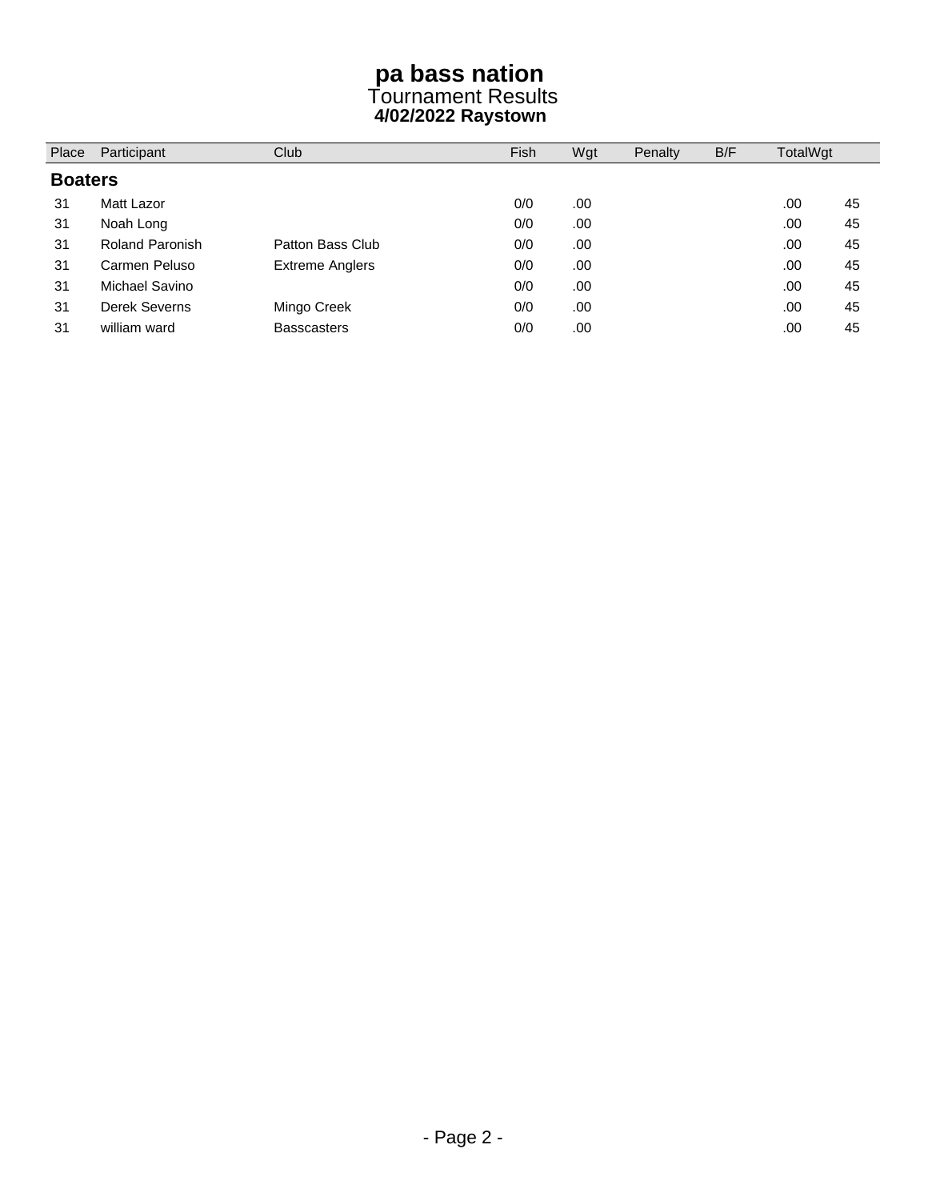# pa bass nation

Tournament Results

**4/02/2022 Raystown**

| Place | Participant | Club | Fish | Wgt | Penalty | B/F | TotalWgt | |
|---|---|---|---|---|---|---|---|---|
| **Boaters** | | | | | | | | |
| 31 | Matt Lazor | | 0/0 | .00 | | | .00 | 45 |
| 31 | Noah Long | | 0/0 | .00 | | | .00 | 45 |
| 31 | Roland Paronish | Patton Bass Club | 0/0 | .00 | | | .00 | 45 |
| 31 | Carmen Peluso | Extreme Anglers | 0/0 | .00 | | | .00 | 45 |
| 31 | Michael Savino | | 0/0 | .00 | | | .00 | 45 |
| 31 | Derek Severns | Mingo Creek | 0/0 | .00 | | | .00 | 45 |
| 31 | william ward | Basscasters | 0/0 | .00 | | | .00 | 45 |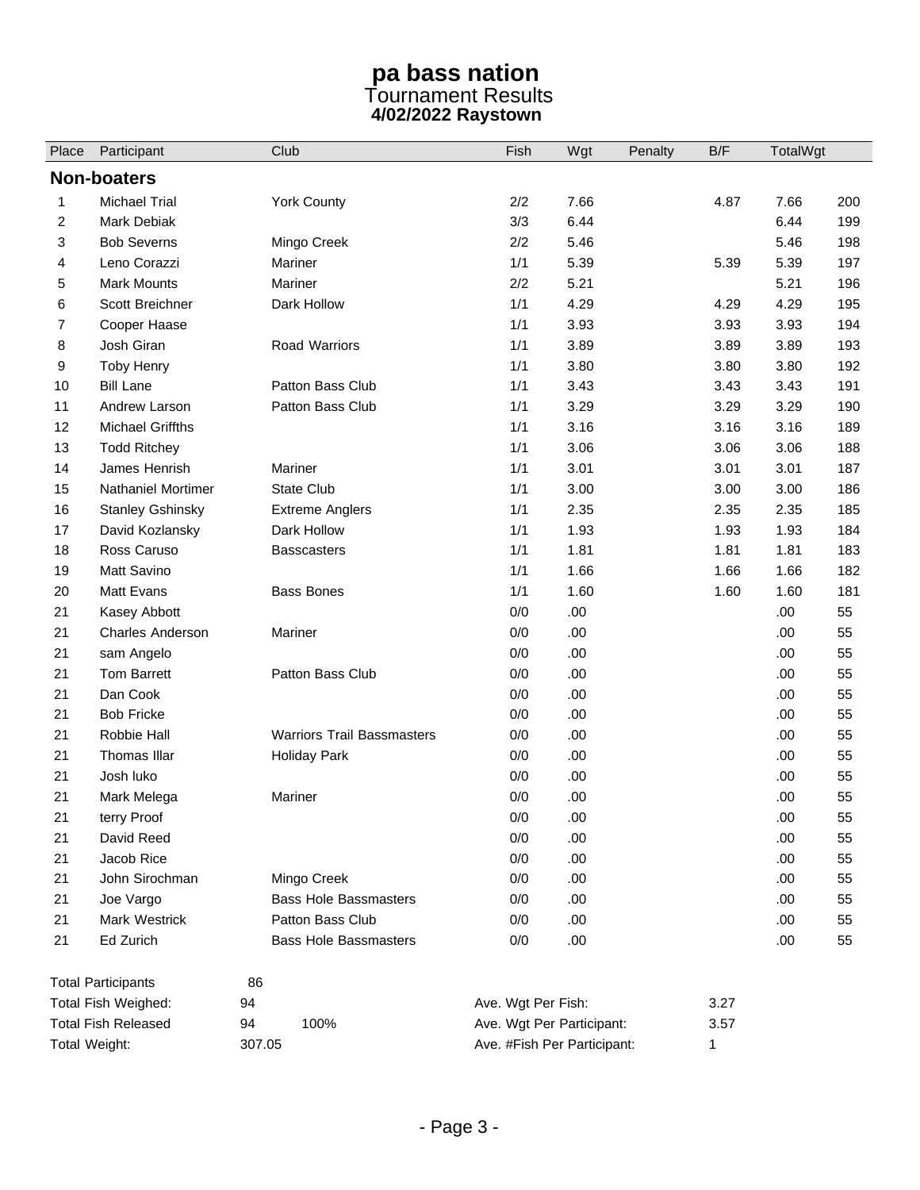# pa bass nation

Tournament Results

**4/02/2022 Raystown**

| Place | Participant | Club | Fish | Wgt | Penalty | B/F | TotalWgt | |
|---|---|---|---|---|---|---|---|---|
| **Non-boaters** | | | | | | | | |
| 1 | Michael Trial | York County | 2/2 | 7.66 | | 4.87 | 7.66 | 200 |
| 2 | Mark Debiak | | 3/3 | 6.44 | | | 6.44 | 199 |
| 3 | Bob Severns | Mingo Creek | 2/2 | 5.46 | | | 5.46 | 198 |
| 4 | Leno Corazzi | Mariner | 1/1 | 5.39 | | 5.39 | 5.39 | 197 |
| 5 | Mark Mounts | Mariner | 2/2 | 5.21 | | | 5.21 | 196 |
| 6 | Scott Breichner | Dark Hollow | 1/1 | 4.29 | | 4.29 | 4.29 | 195 |
| 7 | Cooper Haase | | 1/1 | 3.93 | | 3.93 | 3.93 | 194 |
| 8 | Josh Giran | Road Warriors | 1/1 | 3.89 | | 3.89 | 3.89 | 193 |
| 9 | Toby Henry | | 1/1 | 3.80 | | 3.80 | 3.80 | 192 |
| 10 | Bill Lane | Patton Bass Club | 1/1 | 3.43 | | 3.43 | 3.43 | 191 |
| 11 | Andrew Larson | Patton Bass Club | 1/1 | 3.29 | | 3.29 | 3.29 | 190 |
| 12 | Michael Griffths | | 1/1 | 3.16 | | 3.16 | 3.16 | 189 |
| 13 | Todd Ritchey | | 1/1 | 3.06 | | 3.06 | 3.06 | 188 |
| 14 | James Henrish | Mariner | 1/1 | 3.01 | | 3.01 | 3.01 | 187 |
| 15 | Nathaniel Mortimer | State Club | 1/1 | 3.00 | | 3.00 | 3.00 | 186 |
| 16 | Stanley Gshinsky | Extreme Anglers | 1/1 | 2.35 | | 2.35 | 2.35 | 185 |
| 17 | David Kozlansky | Dark Hollow | 1/1 | 1.93 | | 1.93 | 1.93 | 184 |
| 18 | Ross Caruso | Basscasters | 1/1 | 1.81 | | 1.81 | 1.81 | 183 |
| 19 | Matt Savino | | 1/1 | 1.66 | | 1.66 | 1.66 | 182 |
| 20 | Matt Evans | Bass Bones | 1/1 | 1.60 | | 1.60 | 1.60 | 181 |
| 21 | Kasey Abbott | | 0/0 | .00 | | | .00 | 55 |
| 21 | Charles Anderson | Mariner | 0/0 | .00 | | | .00 | 55 |
| 21 | sam Angelo | | 0/0 | .00 | | | .00 | 55 |
| 21 | Tom Barrett | Patton Bass Club | 0/0 | .00 | | | .00 | 55 |
| 21 | Dan Cook | | 0/0 | .00 | | | .00 | 55 |
| 21 | Bob Fricke | | 0/0 | .00 | | | .00 | 55 |
| 21 | Robbie Hall | Warriors Trail Bassmasters | 0/0 | .00 | | | .00 | 55 |
| 21 | Thomas Illar | Holiday Park | 0/0 | .00 | | | .00 | 55 |
| 21 | Josh luko | | 0/0 | .00 | | | .00 | 55 |
| 21 | Mark Melega | Mariner | 0/0 | .00 | | | .00 | 55 |
| 21 | terry Proof | | 0/0 | .00 | | | .00 | 55 |
| 21 | David Reed | | 0/0 | .00 | | | .00 | 55 |
| 21 | Jacob Rice | | 0/0 | .00 | | | .00 | 55 |
| 21 | John Sirochman | Mingo Creek | 0/0 | .00 | | | .00 | 55 |
| 21 | Joe Vargo | Bass Hole Bassmasters | 0/0 | .00 | | | .00 | 55 |
| 21 | Mark Westrick | Patton Bass Club | 0/0 | .00 | | | .00 | 55 |
| 21 | Ed Zurich | Bass Hole Bassmasters | 0/0 | .00 | | | .00 | 55 |

| | | | | |
|---|---|---|---|---|
| Total Participants | 86 | | | |
| Total Fish Weighed: | 94 | | Ave. Wgt Per Fish: | 3.27 |
| Total Fish Released | 94 | 100% | Ave. Wgt Per Participant: | 3.57 |
| Total Weight: | 307.05 | | Ave. #Fish Per Participant: | 1 |